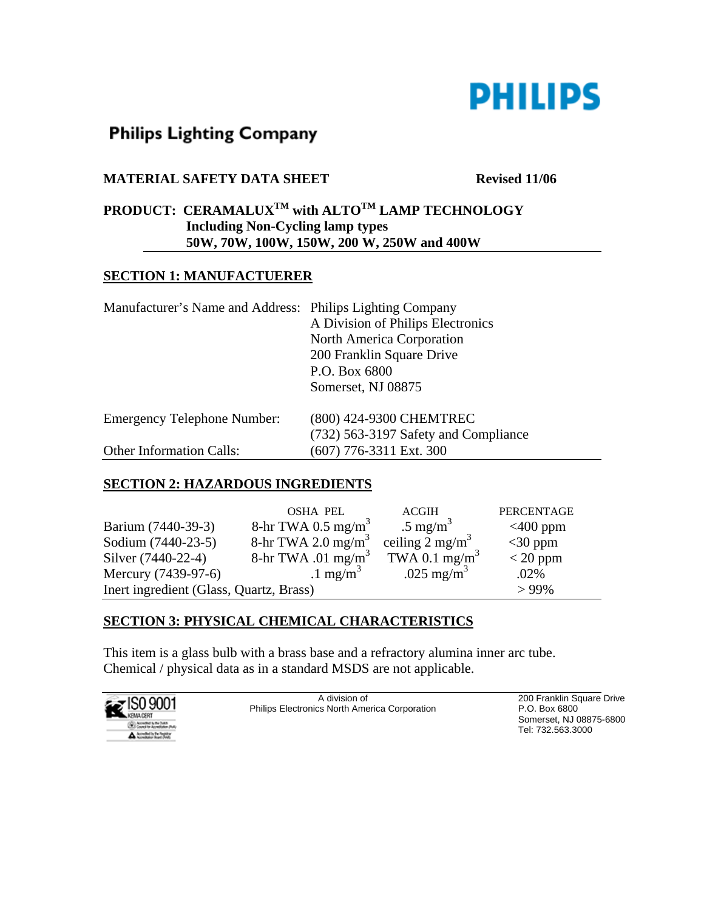PHILIPS

Philips Lighting Company

**MATERIAL SAFETY DATA SHEET** **Revised 11/06**

**PRODUCT: CERAMALUX$^{TM}$ with ALTO$^{TM}$ LAMP TECHNOLOGY**
**Including Non-Cycling lamp types**
**50W, 70W, 100W, 150W, 200 W, 250W and 400W**

## SECTION 1: MANUFACTUERER

| | |
|---|---|
| Manufacturer's Name and Address: | Philips Lighting Company<br>A Division of Philips Electronics<br>North America Corporation<br>200 Franklin Square Drive<br>P.O. Box 6800<br>Somerset, NJ 08875 |
| Emergency Telephone Number: | (800) 424-9300 CHEMTREC<br>(732) 563-3197 Safety and Compliance |
| Other Information Calls: | (607) 776-3311 Ext. 300 |

## SECTION 2: HAZARDOUS INGREDIENTS

| | OSHA PEL | ACGIH | PERCENTAGE |
|---|---|---|---|
| Barium (7440-39-3) | 8-hr TWA 0.5 mg/m$^3$ | .5 mg/m$^3$ | <400 ppm |
| Sodium (7440-23-5) | 8-hr TWA 2.0 mg/m$^3$ | ceiling 2 mg/m$^3$ | <30 ppm |
| Silver (7440-22-4) | 8-hr TWA .01 mg/m$^3$ | TWA 0.1 mg/m$^3$ | < 20 ppm |
| Mercury (7439-97-6) | .1 mg/m$^3$ | .025 mg/m$^3$ | .02% |
| Inert ingredient (Glass, Quartz, Brass) | | | > 99% |

## SECTION 3: PHYSICAL CHEMICAL CHARACTERISTICS

This item is a glass bulb with a brass base and a refractory alumina inner arc tube. Chemical / physical data as in a standard MSDS are not applicable.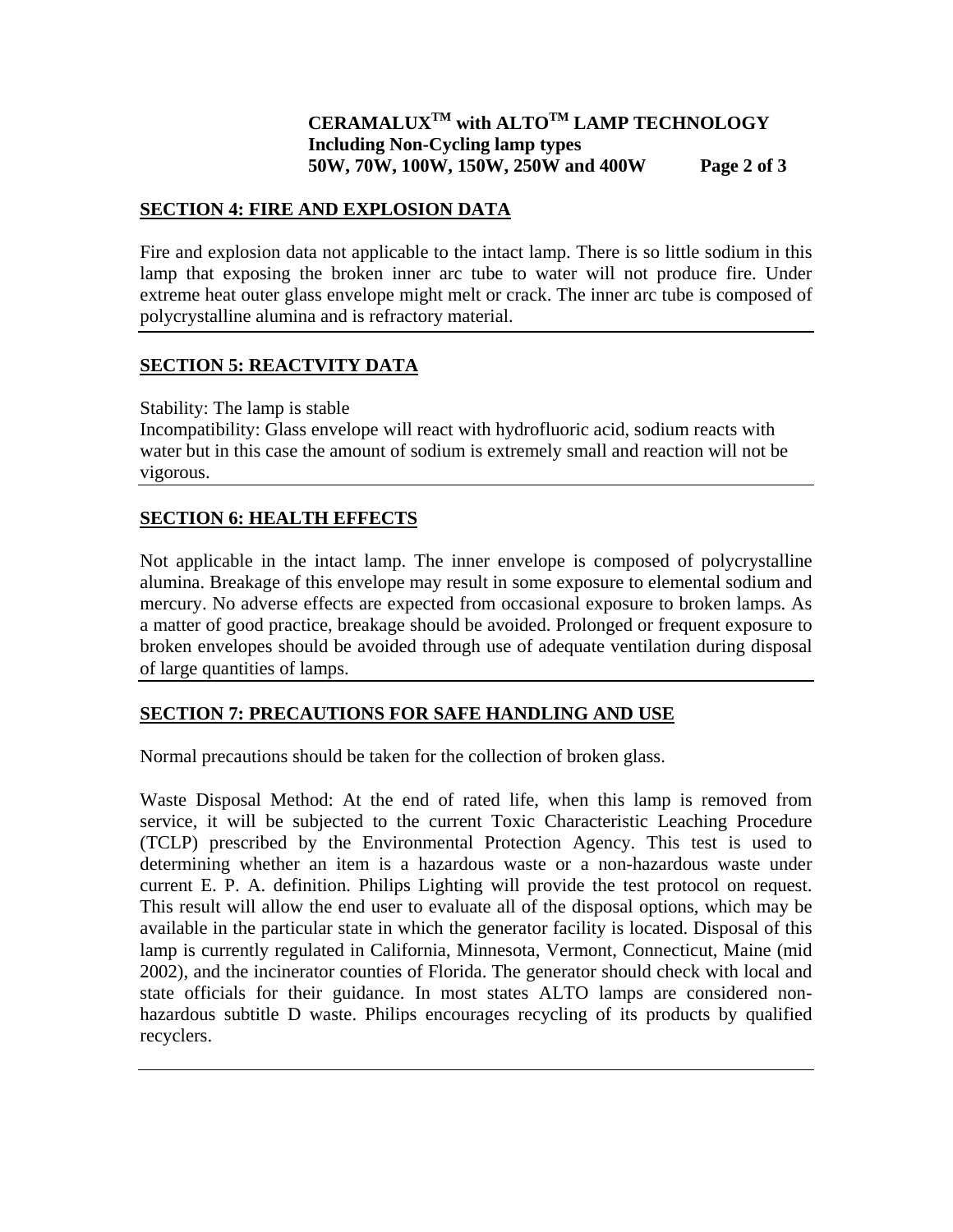## SECTION 4: FIRE AND EXPLOSION DATA

Fire and explosion data not applicable to the intact lamp. There is so little sodium in this lamp that exposing the broken inner arc tube to water will not produce fire. Under extreme heat outer glass envelope might melt or crack. The inner arc tube is composed of polycrystalline alumina and is refractory material.

## SECTION 5: REACTVITY DATA

Stability: The lamp is stable
Incompatibility: Glass envelope will react with hydrofluoric acid, sodium reacts with water but in this case the amount of sodium is extremely small and reaction will not be vigorous.

## SECTION 6: HEALTH EFFECTS

Not applicable in the intact lamp. The inner envelope is composed of polycrystalline alumina. Breakage of this envelope may result in some exposure to elemental sodium and mercury. No adverse effects are expected from occasional exposure to broken lamps. As a matter of good practice, breakage should be avoided. Prolonged or frequent exposure to broken envelopes should be avoided through use of adequate ventilation during disposal of large quantities of lamps.

## SECTION 7: PRECAUTIONS FOR SAFE HANDLING AND USE

Normal precautions should be taken for the collection of broken glass.

Waste Disposal Method: At the end of rated life, when this lamp is removed from service, it will be subjected to the current Toxic Characteristic Leaching Procedure (TCLP) prescribed by the Environmental Protection Agency. This test is used to determining whether an item is a hazardous waste or a non-hazardous waste under current E. P. A. definition. Philips Lighting will provide the test protocol on request. This result will allow the end user to evaluate all of the disposal options, which may be available in the particular state in which the generator facility is located. Disposal of this lamp is currently regulated in California, Minnesota, Vermont, Connecticut, Maine (mid 2002), and the incinerator counties of Florida. The generator should check with local and state officials for their guidance. In most states ALTO lamps are considered non-hazardous subtitle D waste. Philips encourages recycling of its products by qualified recyclers.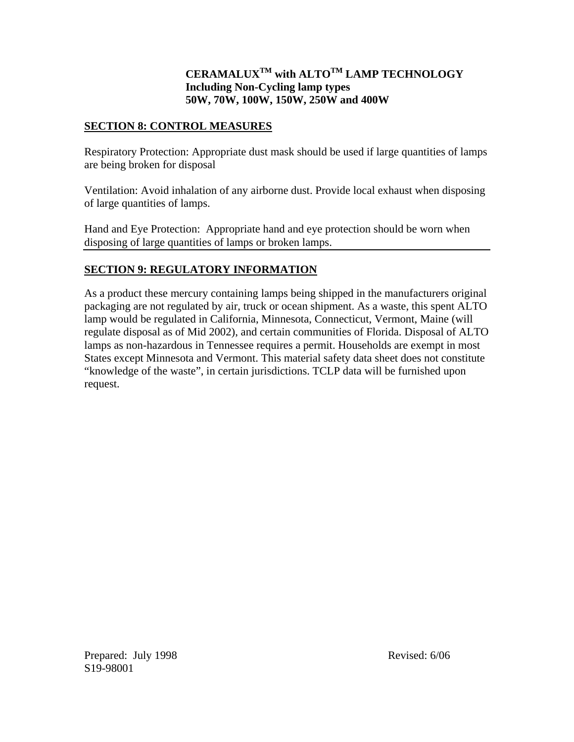## SECTION 8: CONTROL MEASURES

Respiratory Protection: Appropriate dust mask should be used if large quantities of lamps are being broken for disposal

Ventilation: Avoid inhalation of any airborne dust. Provide local exhaust when disposing of large quantities of lamps.

Hand and Eye Protection: Appropriate hand and eye protection should be worn when disposing of large quantities of lamps or broken lamps.

## SECTION 9: REGULATORY INFORMATION

As a product these mercury containing lamps being shipped in the manufacturers original packaging are not regulated by air, truck or ocean shipment. As a waste, this spent ALTO lamp would be regulated in California, Minnesota, Connecticut, Vermont, Maine (will regulate disposal as of Mid 2002), and certain communities of Florida. Disposal of ALTO lamps as non-hazardous in Tennessee requires a permit. Households are exempt in most States except Minnesota and Vermont. This material safety data sheet does not constitute "knowledge of the waste", in certain jurisdictions. TCLP data will be furnished upon request.

Prepared: July 1998 Revised: 6/06

S19-98001